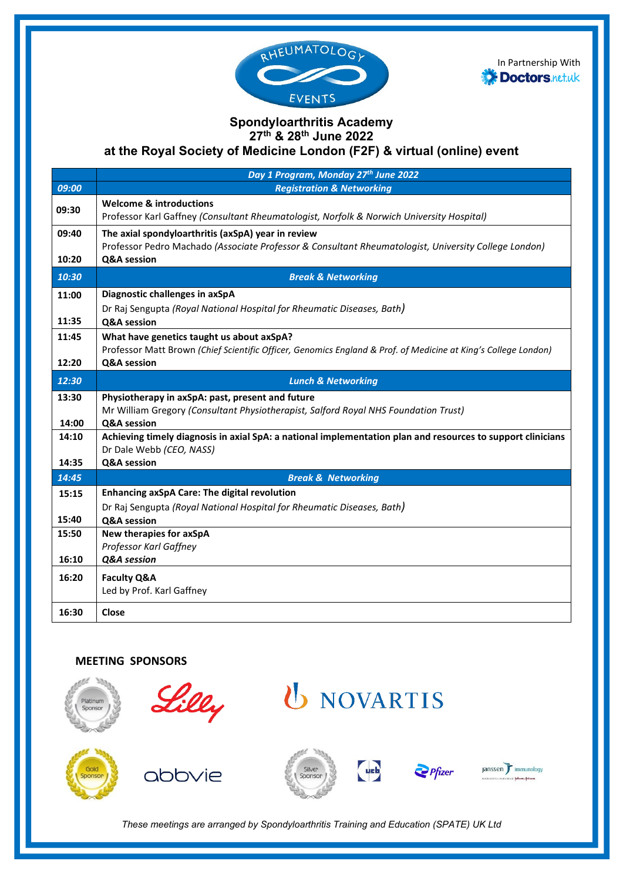RHEUMATOLOGY EVENTS

In Partnership With Doctors.net.uk

# Spondyloarthritis Academy
## 27th & 28th June 2022
## at the Royal Society of Medicine London (F2F) & virtual (online) event

| | *Day 1 Program, Monday 27th June 2022* |
|---|---|
| *09:00* | *Registration & Networking* |
| 09:30 | **Welcome & introductions**<br>Professor Karl Gaffney *(Consultant Rheumatologist, Norfolk & Norwich University Hospital)* |
| 09:40<br><br>10:20 | **The axial spondyloarthritis (axSpA) year in review**<br>Professor Pedro Machado *(Associate Professor & Consultant Rheumatologist, University College London)*<br>**Q&A session** |
| *10:30* | *Break & Networking* |
| 11:00<br><br>11:35 | **Diagnostic challenges in axSpA**<br>Dr Raj Sengupta *(Royal National Hospital for Rheumatic Diseases, Bath)*<br>**Q&A session** |
| 11:45<br><br>12:20 | **What have genetics taught us about axSpA?**<br>Professor Matt Brown *(Chief Scientific Officer, Genomics England & Prof. of Medicine at King's College London)*<br>**Q&A session** |
| *12:30* | *Lunch & Networking* |
| 13:30<br><br>14:00 | **Physiotherapy in axSpA: past, present and future**<br>Mr William Gregory *(Consultant Physiotherapist, Salford Royal NHS Foundation Trust)*<br>**Q&A session** |
| 14:10<br><br>14:35 | **Achieving timely diagnosis in axial SpA: a national implementation plan and resources to support clinicians**<br>Dr Dale Webb *(CEO, NASS)*<br>**Q&A session** |
| *14:45* | *Break & Networking* |
| 15:15<br><br>15:40 | **Enhancing axSpA Care: The digital revolution**<br>Dr Raj Sengupta *(Royal National Hospital for Rheumatic Diseases, Bath)*<br>**Q&A session** |
| 15:50<br><br>16:10 | **New therapies for axSpA**<br>*Professor Karl Gaffney*<br>***Q&A session*** |
| 16:20 | **Faculty Q&A**<br>Led by Prof. Karl Gaffney |
| 16:30 | **Close** |

**MEETING SPONSORS**

Platinum Sponsor: Lilly, NOVARTIS

Gold Sponsor: abbvie

Silver Sponsor: ucb, Pfizer, janssen immunology

*These meetings are arranged by Spondyloarthritis Training and Education (SPATE) UK Ltd*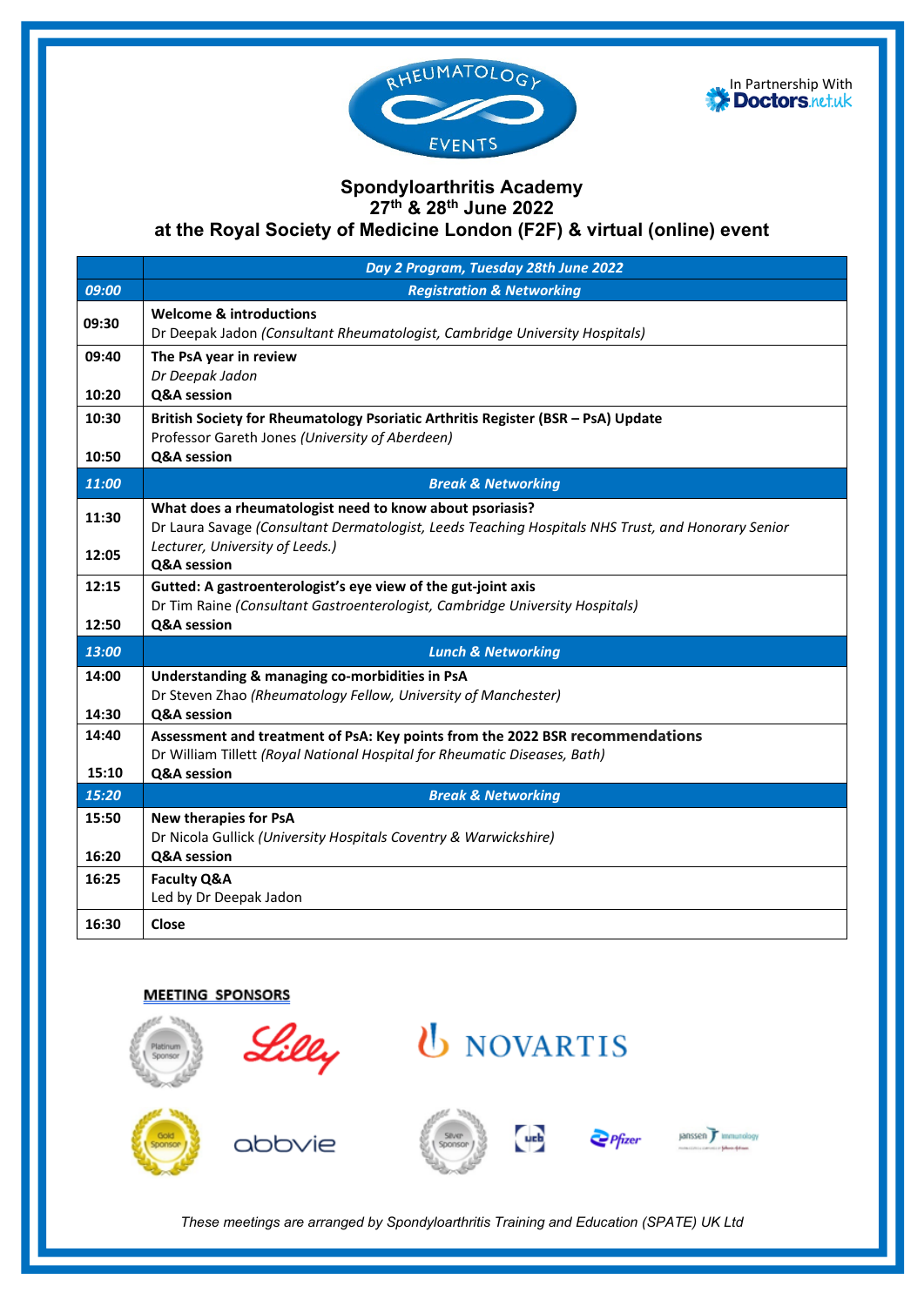RHEUMATOLOGY EVENTS

In Partnership With Doctors.net.uk

# Spondyloarthritis Academy
## 27th & 28th June 2022
## at the Royal Society of Medicine London (F2F) & virtual (online) event

| | Day 2 Program, Tuesday 28th June 2022 |
|---|---|
| 09:00 | *Registration & Networking* |
| 09:30 | **Welcome & introductions**<br>Dr Deepak Jadon *(Consultant Rheumatologist, Cambridge University Hospitals)* |
| 09:40<br><br>10:20 | **The PsA year in review**<br>*Dr Deepak Jadon*<br>**Q&A session** |
| 10:30<br><br>10:50 | **British Society for Rheumatology Psoriatic Arthritis Register (BSR – PsA) Update**<br>Professor Gareth Jones *(University of Aberdeen)*<br>**Q&A session** |
| 11:00 | *Break & Networking* |
| 11:30<br><br>12:05 | **What does a rheumatologist need to know about psoriasis?**<br>Dr Laura Savage *(Consultant Dermatologist, Leeds Teaching Hospitals NHS Trust, and Honorary Senior Lecturer, University of Leeds.)*<br>**Q&A session** |
| 12:15<br><br>12:50 | **Gutted: A gastroenterologist's eye view of the gut-joint axis**<br>Dr Tim Raine *(Consultant Gastroenterologist, Cambridge University Hospitals)*<br>**Q&A session** |
| 13:00 | *Lunch & Networking* |
| 14:00<br><br>14:30 | **Understanding & managing co-morbidities in PsA**<br>Dr Steven Zhao *(Rheumatology Fellow, University of Manchester)*<br>**Q&A session** |
| 14:40<br><br>15:10 | **Assessment and treatment of PsA: Key points from the 2022 BSR recommendations**<br>Dr William Tillett *(Royal National Hospital for Rheumatic Diseases, Bath)*<br>**Q&A session** |
| 15:20 | *Break & Networking* |
| 15:50<br><br>16:20 | **New therapies for PsA**<br>Dr Nicola Gullick *(University Hospitals Coventry & Warwickshire)*<br>**Q&A session** |
| 16:25 | **Faculty Q&A**<br>Led by Dr Deepak Jadon |
| 16:30 | **Close** |

**MEETING SPONSORS**

Platinum Sponsor: Lilly, Novartis

Gold Sponsor: abbvie

Silver Sponsor: ucb, Pfizer, Janssen Immunology

*These meetings are arranged by Spondyloarthritis Training and Education (SPATE) UK Ltd*